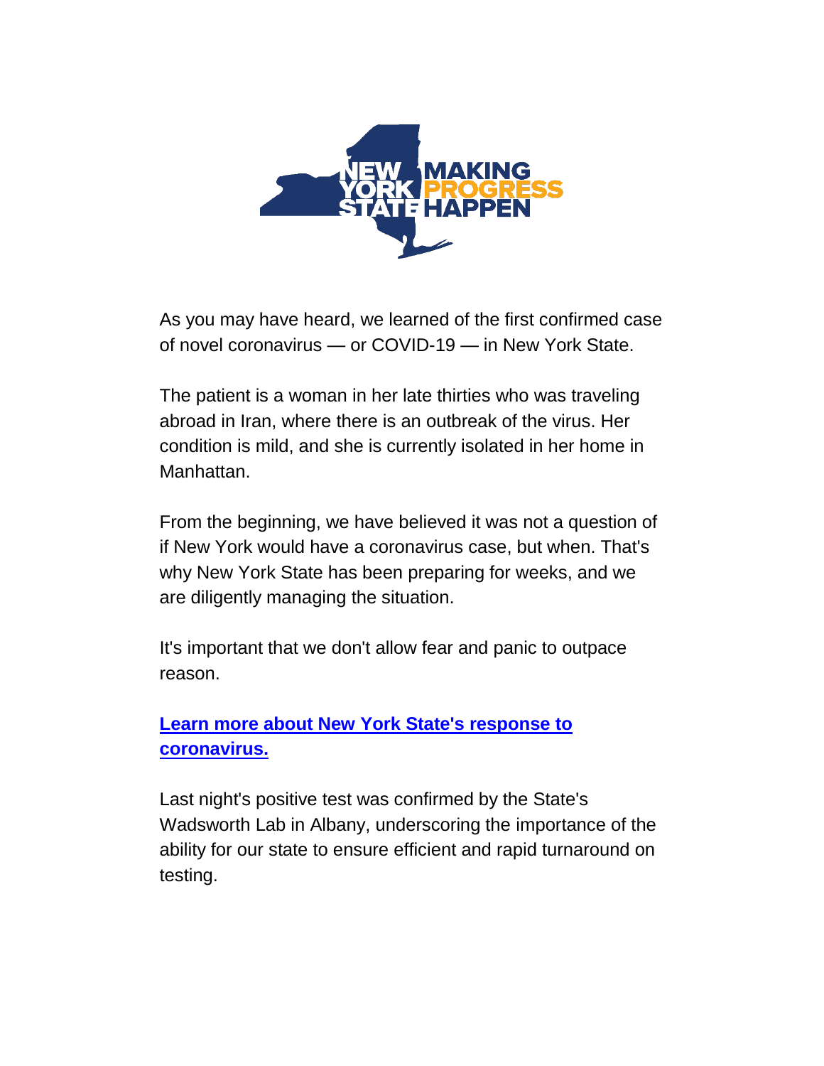NEW YORK STATE MAKING PROGRESS HAPPEN

As you may have heard, we learned of the first confirmed case of novel coronavirus — or COVID-19 — in New York State.

The patient is a woman in her late thirties who was traveling abroad in Iran, where there is an outbreak of the virus. Her condition is mild, and she is currently isolated in her home in Manhattan.

From the beginning, we have believed it was not a question of if New York would have a coronavirus case, but when. That's why New York State has been preparing for weeks, and we are diligently managing the situation.

It's important that we don't allow fear and panic to outpace reason.

**Learn more about New York State's response to coronavirus.**

Last night's positive test was confirmed by the State's Wadsworth Lab in Albany, underscoring the importance of the ability for our state to ensure efficient and rapid turnaround on testing.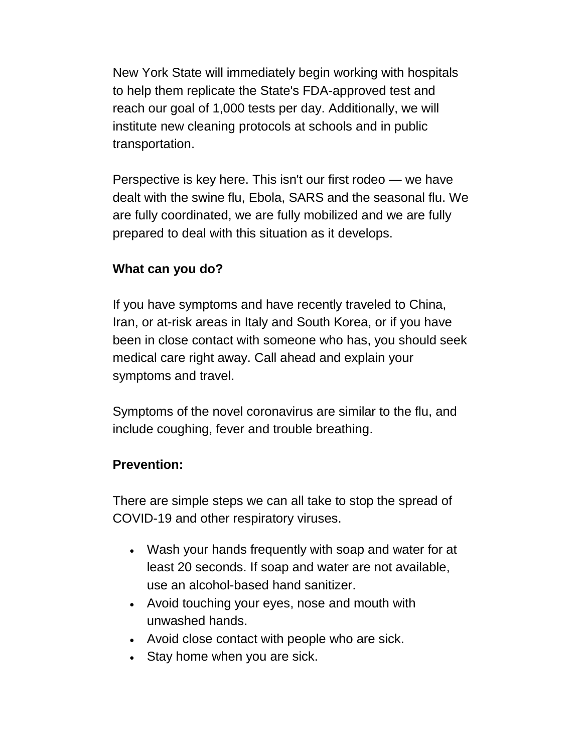New York State will immediately begin working with hospitals to help them replicate the State's FDA-approved test and reach our goal of 1,000 tests per day. Additionally, we will institute new cleaning protocols at schools and in public transportation.

Perspective is key here. This isn't our first rodeo — we have dealt with the swine flu, Ebola, SARS and the seasonal flu. We are fully coordinated, we are fully mobilized and we are fully prepared to deal with this situation as it develops.

**What can you do?**

If you have symptoms and have recently traveled to China, Iran, or at-risk areas in Italy and South Korea, or if you have been in close contact with someone who has, you should seek medical care right away. Call ahead and explain your symptoms and travel.

Symptoms of the novel coronavirus are similar to the flu, and include coughing, fever and trouble breathing.

**Prevention:**

There are simple steps we can all take to stop the spread of COVID-19 and other respiratory viruses.

- Wash your hands frequently with soap and water for at least 20 seconds. If soap and water are not available, use an alcohol-based hand sanitizer.
- Avoid touching your eyes, nose and mouth with unwashed hands.
- Avoid close contact with people who are sick.
- Stay home when you are sick.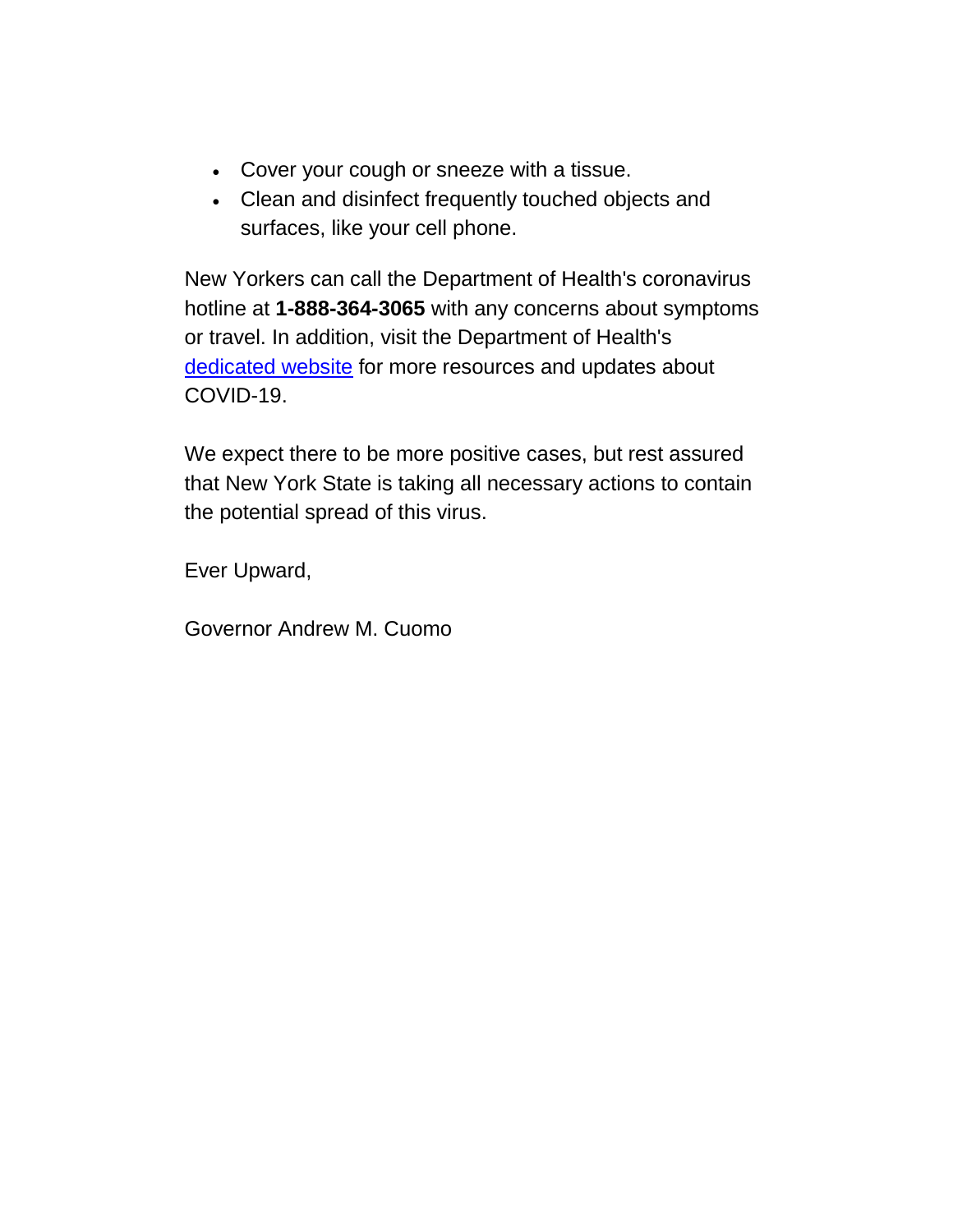- Cover your cough or sneeze with a tissue.
- Clean and disinfect frequently touched objects and surfaces, like your cell phone.

New Yorkers can call the Department of Health's coronavirus hotline at **1-888-364-3065** with any concerns about symptoms or travel. In addition, visit the Department of Health's dedicated website for more resources and updates about COVID-19.

We expect there to be more positive cases, but rest assured that New York State is taking all necessary actions to contain the potential spread of this virus.

Ever Upward,

Governor Andrew M. Cuomo